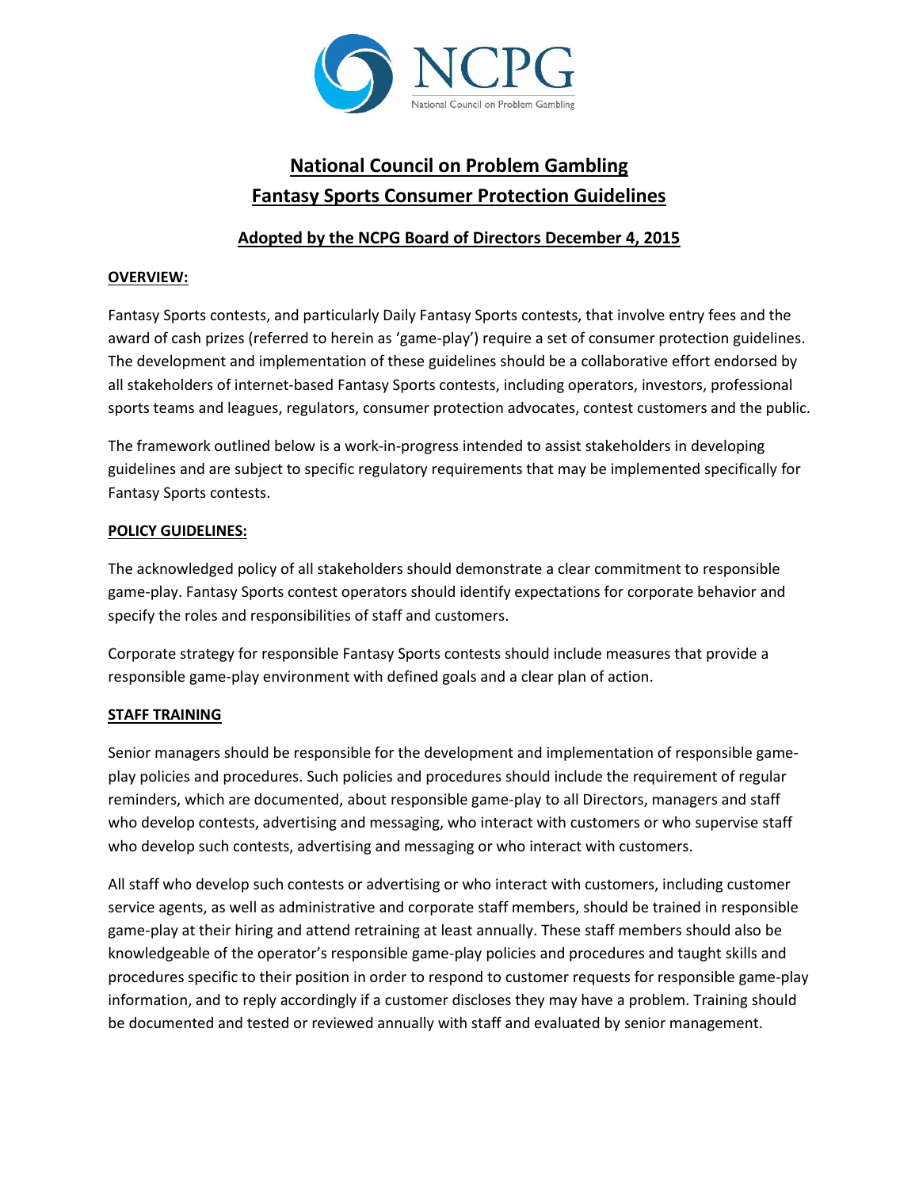# National Council on Problem Gambling
# Fantasy Sports Consumer Protection Guidelines

## Adopted by the NCPG Board of Directors December 4, 2015

### OVERVIEW:

Fantasy Sports contests, and particularly Daily Fantasy Sports contests, that involve entry fees and the award of cash prizes (referred to herein as 'game-play') require a set of consumer protection guidelines. The development and implementation of these guidelines should be a collaborative effort endorsed by all stakeholders of internet-based Fantasy Sports contests, including operators, investors, professional sports teams and leagues, regulators, consumer protection advocates, contest customers and the public.

The framework outlined below is a work-in-progress intended to assist stakeholders in developing guidelines and are subject to specific regulatory requirements that may be implemented specifically for Fantasy Sports contests.

### POLICY GUIDELINES:

The acknowledged policy of all stakeholders should demonstrate a clear commitment to responsible game-play. Fantasy Sports contest operators should identify expectations for corporate behavior and specify the roles and responsibilities of staff and customers.

Corporate strategy for responsible Fantasy Sports contests should include measures that provide a responsible game-play environment with defined goals and a clear plan of action.

### STAFF TRAINING

Senior managers should be responsible for the development and implementation of responsible game-play policies and procedures. Such policies and procedures should include the requirement of regular reminders, which are documented, about responsible game-play to all Directors, managers and staff who develop contests, advertising and messaging, who interact with customers or who supervise staff who develop such contests, advertising and messaging or who interact with customers.

All staff who develop such contests or advertising or who interact with customers, including customer service agents, as well as administrative and corporate staff members, should be trained in responsible game-play at their hiring and attend retraining at least annually. These staff members should also be knowledgeable of the operator's responsible game-play policies and procedures and taught skills and procedures specific to their position in order to respond to customer requests for responsible game-play information, and to reply accordingly if a customer discloses they may have a problem. Training should be documented and tested or reviewed annually with staff and evaluated by senior management.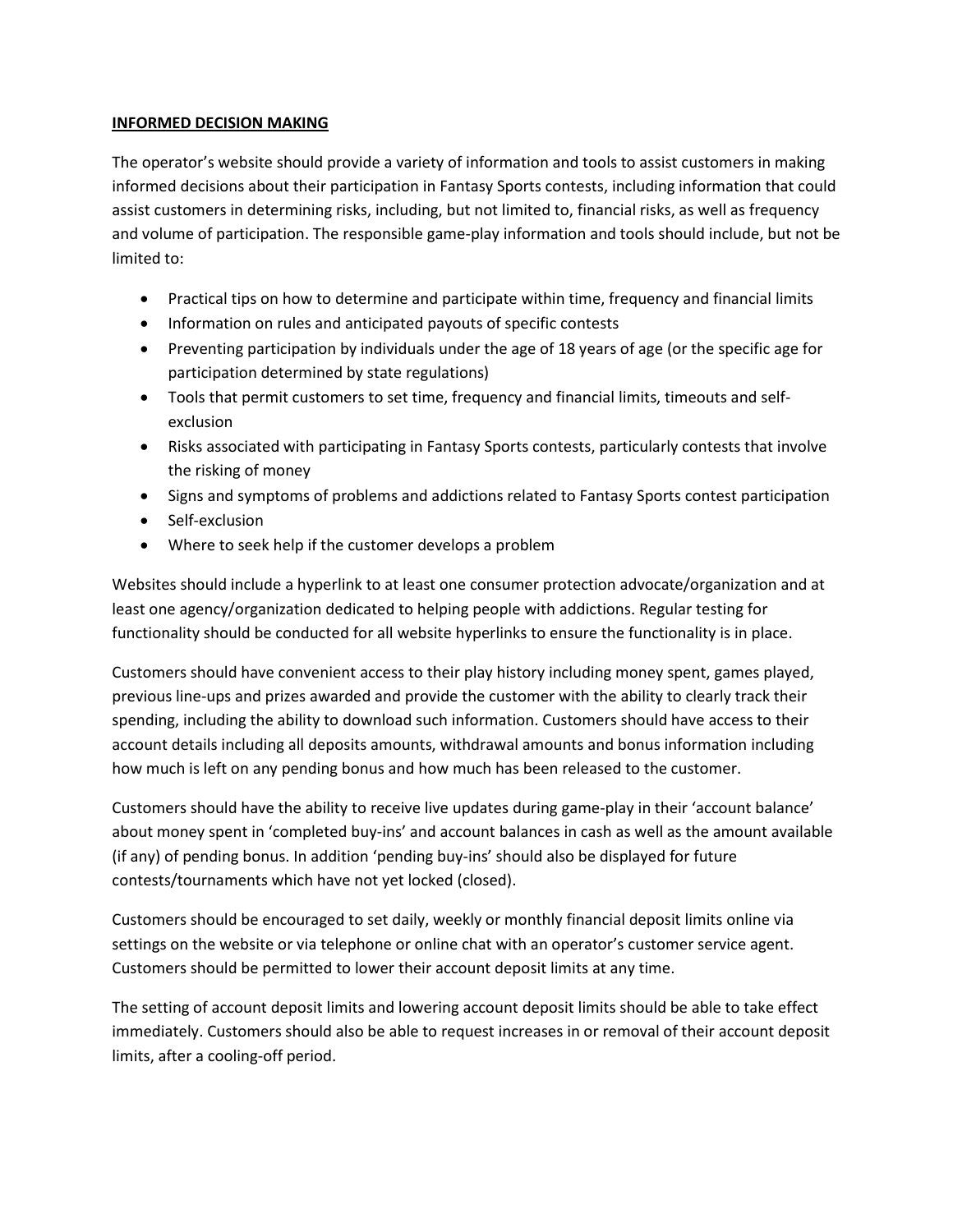**INFORMED DECISION MAKING**

The operator's website should provide a variety of information and tools to assist customers in making informed decisions about their participation in Fantasy Sports contests, including information that could assist customers in determining risks, including, but not limited to, financial risks, as well as frequency and volume of participation. The responsible game-play information and tools should include, but not be limited to:

- Practical tips on how to determine and participate within time, frequency and financial limits
- Information on rules and anticipated payouts of specific contests
- Preventing participation by individuals under the age of 18 years of age (or the specific age for participation determined by state regulations)
- Tools that permit customers to set time, frequency and financial limits, timeouts and self-exclusion
- Risks associated with participating in Fantasy Sports contests, particularly contests that involve the risking of money
- Signs and symptoms of problems and addictions related to Fantasy Sports contest participation
- Self-exclusion
- Where to seek help if the customer develops a problem

Websites should include a hyperlink to at least one consumer protection advocate/organization and at least one agency/organization dedicated to helping people with addictions. Regular testing for functionality should be conducted for all website hyperlinks to ensure the functionality is in place.

Customers should have convenient access to their play history including money spent, games played, previous line-ups and prizes awarded and provide the customer with the ability to clearly track their spending, including the ability to download such information. Customers should have access to their account details including all deposits amounts, withdrawal amounts and bonus information including how much is left on any pending bonus and how much has been released to the customer.

Customers should have the ability to receive live updates during game-play in their 'account balance' about money spent in 'completed buy-ins' and account balances in cash as well as the amount available (if any) of pending bonus. In addition 'pending buy-ins' should also be displayed for future contests/tournaments which have not yet locked (closed).

Customers should be encouraged to set daily, weekly or monthly financial deposit limits online via settings on the website or via telephone or online chat with an operator's customer service agent. Customers should be permitted to lower their account deposit limits at any time.

The setting of account deposit limits and lowering account deposit limits should be able to take effect immediately. Customers should also be able to request increases in or removal of their account deposit limits, after a cooling-off period.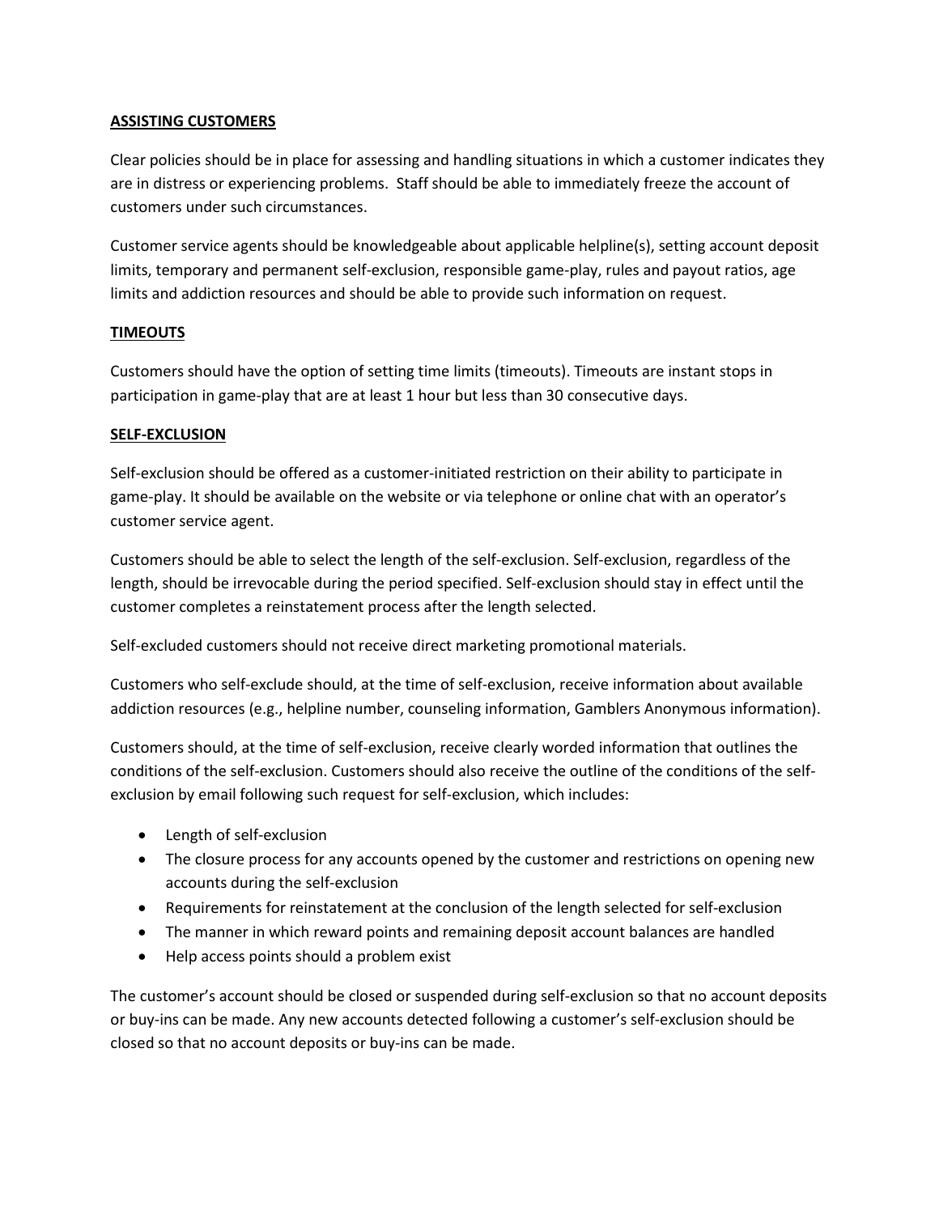## **ASSISTING CUSTOMERS**

Clear policies should be in place for assessing and handling situations in which a customer indicates they are in distress or experiencing problems. Staff should be able to immediately freeze the account of customers under such circumstances.

Customer service agents should be knowledgeable about applicable helpline(s), setting account deposit limits, temporary and permanent self-exclusion, responsible game-play, rules and payout ratios, age limits and addiction resources and should be able to provide such information on request.

## **TIMEOUTS**

Customers should have the option of setting time limits (timeouts). Timeouts are instant stops in participation in game-play that are at least 1 hour but less than 30 consecutive days.

## **SELF-EXCLUSION**

Self-exclusion should be offered as a customer-initiated restriction on their ability to participate in game-play. It should be available on the website or via telephone or online chat with an operator's customer service agent.

Customers should be able to select the length of the self-exclusion. Self-exclusion, regardless of the length, should be irrevocable during the period specified. Self-exclusion should stay in effect until the customer completes a reinstatement process after the length selected.

Self-excluded customers should not receive direct marketing promotional materials.

Customers who self-exclude should, at the time of self-exclusion, receive information about available addiction resources (e.g., helpline number, counseling information, Gamblers Anonymous information).

Customers should, at the time of self-exclusion, receive clearly worded information that outlines the conditions of the self-exclusion. Customers should also receive the outline of the conditions of the self-exclusion by email following such request for self-exclusion, which includes:

- Length of self-exclusion
- The closure process for any accounts opened by the customer and restrictions on opening new accounts during the self-exclusion
- Requirements for reinstatement at the conclusion of the length selected for self-exclusion
- The manner in which reward points and remaining deposit account balances are handled
- Help access points should a problem exist

The customer's account should be closed or suspended during self-exclusion so that no account deposits or buy-ins can be made. Any new accounts detected following a customer's self-exclusion should be closed so that no account deposits or buy-ins can be made.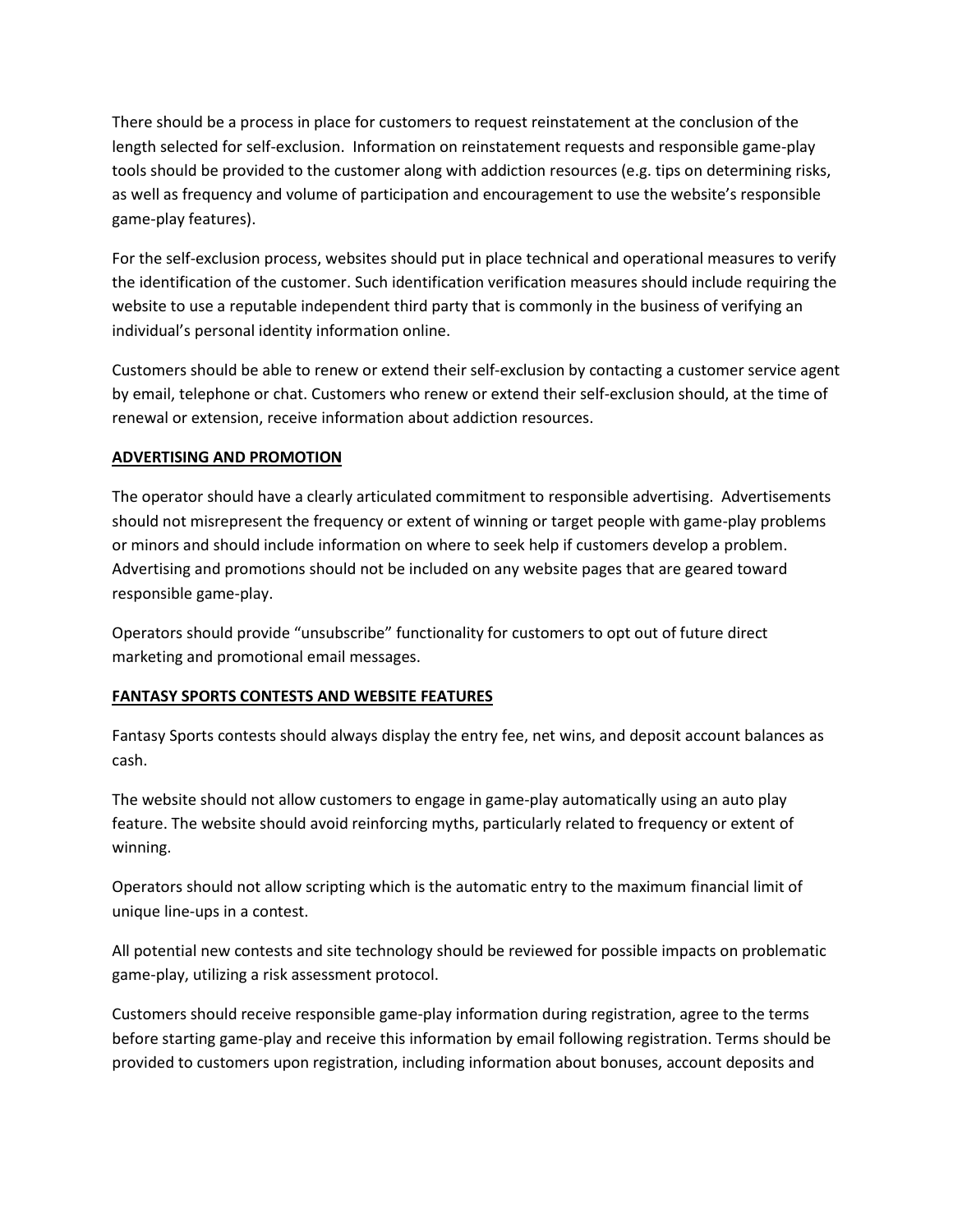There should be a process in place for customers to request reinstatement at the conclusion of the length selected for self-exclusion. Information on reinstatement requests and responsible game-play tools should be provided to the customer along with addiction resources (e.g. tips on determining risks, as well as frequency and volume of participation and encouragement to use the website's responsible game-play features).

For the self-exclusion process, websites should put in place technical and operational measures to verify the identification of the customer. Such identification verification measures should include requiring the website to use a reputable independent third party that is commonly in the business of verifying an individual's personal identity information online.

Customers should be able to renew or extend their self-exclusion by contacting a customer service agent by email, telephone or chat. Customers who renew or extend their self-exclusion should, at the time of renewal or extension, receive information about addiction resources.

**ADVERTISING AND PROMOTION**

The operator should have a clearly articulated commitment to responsible advertising. Advertisements should not misrepresent the frequency or extent of winning or target people with game-play problems or minors and should include information on where to seek help if customers develop a problem. Advertising and promotions should not be included on any website pages that are geared toward responsible game-play.

Operators should provide "unsubscribe" functionality for customers to opt out of future direct marketing and promotional email messages.

**FANTASY SPORTS CONTESTS AND WEBSITE FEATURES**

Fantasy Sports contests should always display the entry fee, net wins, and deposit account balances as cash.

The website should not allow customers to engage in game-play automatically using an auto play feature. The website should avoid reinforcing myths, particularly related to frequency or extent of winning.

Operators should not allow scripting which is the automatic entry to the maximum financial limit of unique line-ups in a contest.

All potential new contests and site technology should be reviewed for possible impacts on problematic game-play, utilizing a risk assessment protocol.

Customers should receive responsible game-play information during registration, agree to the terms before starting game-play and receive this information by email following registration. Terms should be provided to customers upon registration, including information about bonuses, account deposits and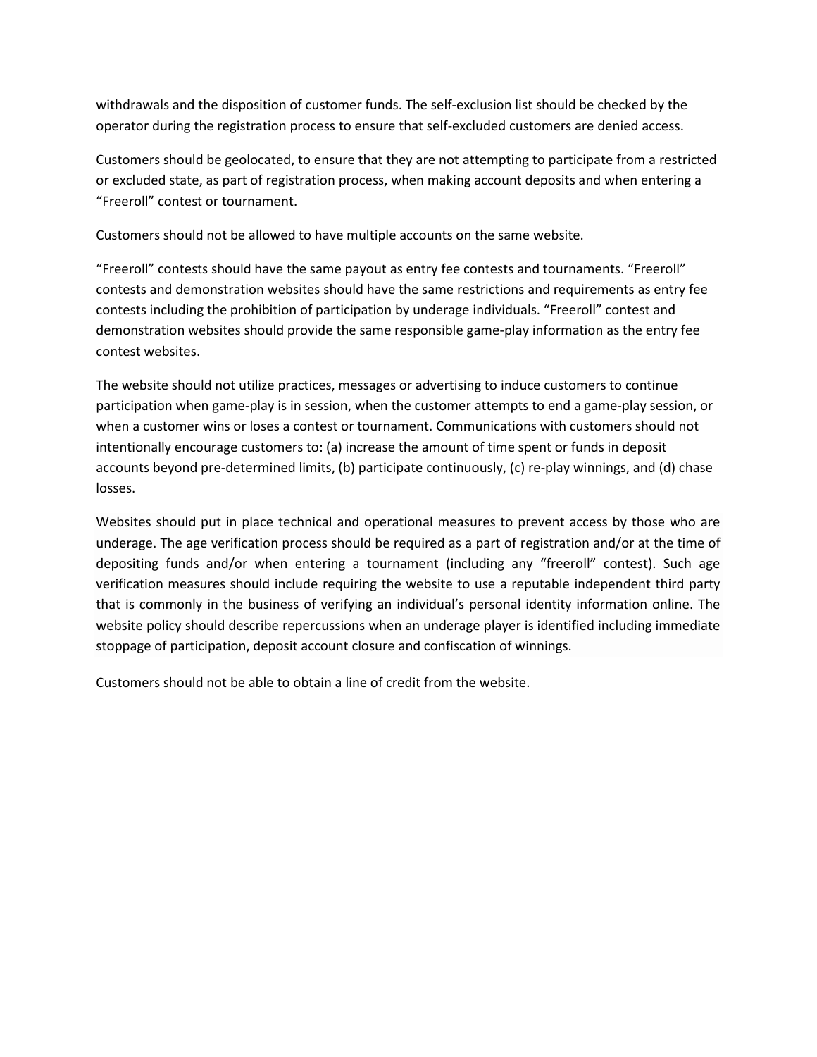withdrawals and the disposition of customer funds. The self-exclusion list should be checked by the operator during the registration process to ensure that self-excluded customers are denied access.

Customers should be geolocated, to ensure that they are not attempting to participate from a restricted or excluded state, as part of registration process, when making account deposits and when entering a "Freeroll" contest or tournament.

Customers should not be allowed to have multiple accounts on the same website.

"Freeroll" contests should have the same payout as entry fee contests and tournaments. "Freeroll" contests and demonstration websites should have the same restrictions and requirements as entry fee contests including the prohibition of participation by underage individuals. "Freeroll" contest and demonstration websites should provide the same responsible game-play information as the entry fee contest websites.

The website should not utilize practices, messages or advertising to induce customers to continue participation when game-play is in session, when the customer attempts to end a game-play session, or when a customer wins or loses a contest or tournament. Communications with customers should not intentionally encourage customers to: (a) increase the amount of time spent or funds in deposit accounts beyond pre-determined limits, (b) participate continuously, (c) re-play winnings, and (d) chase losses.

Websites should put in place technical and operational measures to prevent access by those who are underage. The age verification process should be required as a part of registration and/or at the time of depositing funds and/or when entering a tournament (including any "freeroll" contest). Such age verification measures should include requiring the website to use a reputable independent third party that is commonly in the business of verifying an individual's personal identity information online. The website policy should describe repercussions when an underage player is identified including immediate stoppage of participation, deposit account closure and confiscation of winnings.

Customers should not be able to obtain a line of credit from the website.